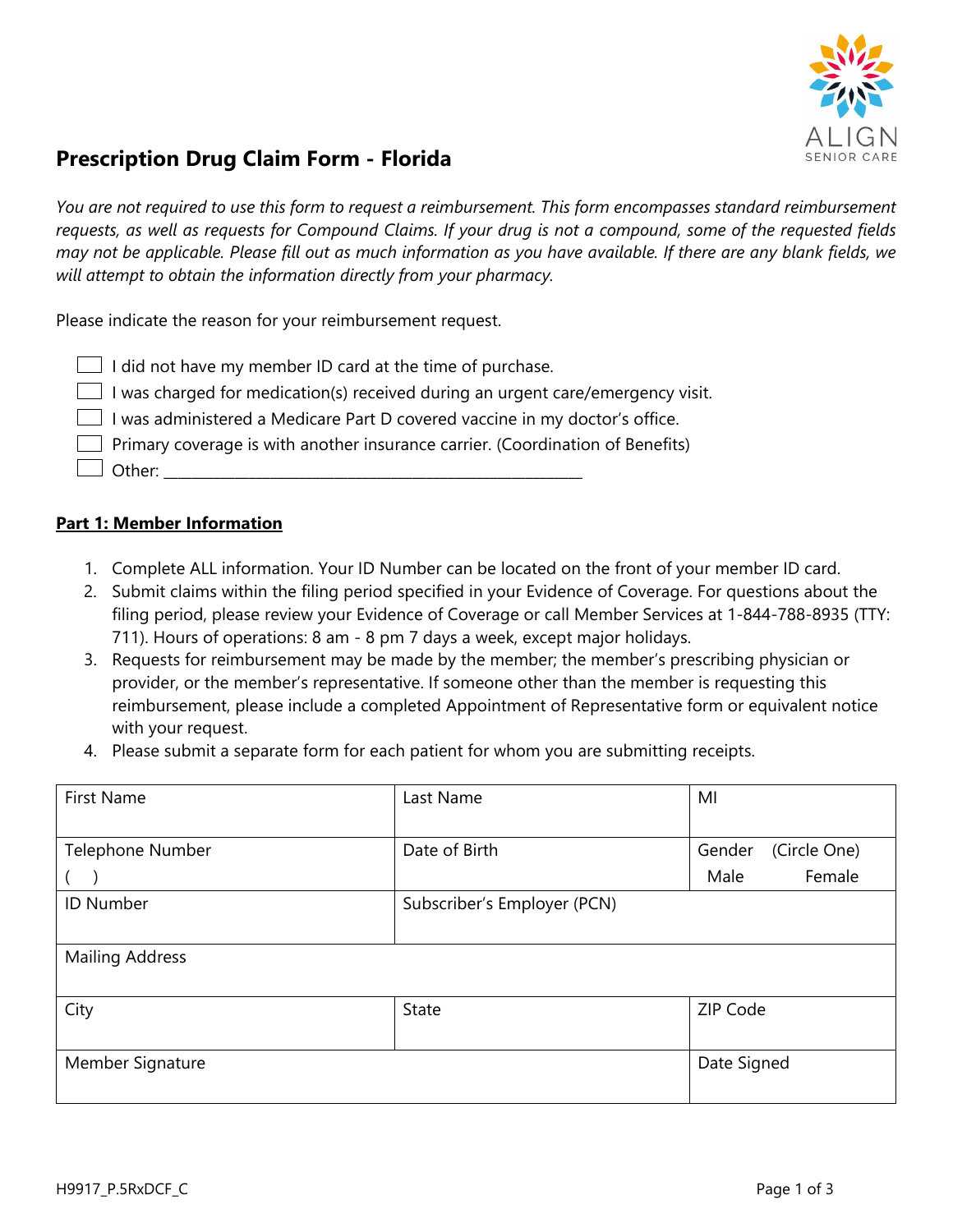ALIGN SENIOR CARE

# Prescription Drug Claim Form - Florida

*You are not required to use this form to request a reimbursement. This form encompasses standard reimbursement requests, as well as requests for Compound Claims. If your drug is not a compound, some of the requested fields may not be applicable. Please fill out as much information as you have available. If there are any blank fields, we will attempt to obtain the information directly from your pharmacy.*

Please indicate the reason for your reimbursement request.

- ☐ I did not have my member ID card at the time of purchase.
- ☐ I was charged for medication(s) received during an urgent care/emergency visit.
- ☐ I was administered a Medicare Part D covered vaccine in my doctor's office.
- ☐ Primary coverage is with another insurance carrier. (Coordination of Benefits)
- ☐ Other: ____________________________________________________

## Part 1: Member Information

1. Complete ALL information. Your ID Number can be located on the front of your member ID card.
2. Submit claims within the filing period specified in your Evidence of Coverage. For questions about the filing period, please review your Evidence of Coverage or call Member Services at 1-844-788-8935 (TTY: 711). Hours of operations: 8 am - 8 pm 7 days a week, except major holidays.
3. Requests for reimbursement may be made by the member; the member's prescribing physician or provider, or the member's representative. If someone other than the member is requesting this reimbursement, please include a completed Appointment of Representative form or equivalent notice with your request.
4. Please submit a separate form for each patient for whom you are submitting receipts.

| First Name | Last Name | MI |
|---|---|---|
| Telephone Number<br>( ) | Date of Birth | Gender (Circle One)<br>Male Female |
| ID Number | Subscriber's Employer (PCN) | |
| Mailing Address | | |
| City | State | ZIP Code |
| Member Signature | | Date Signed |

H9917_P.5RxDCF_C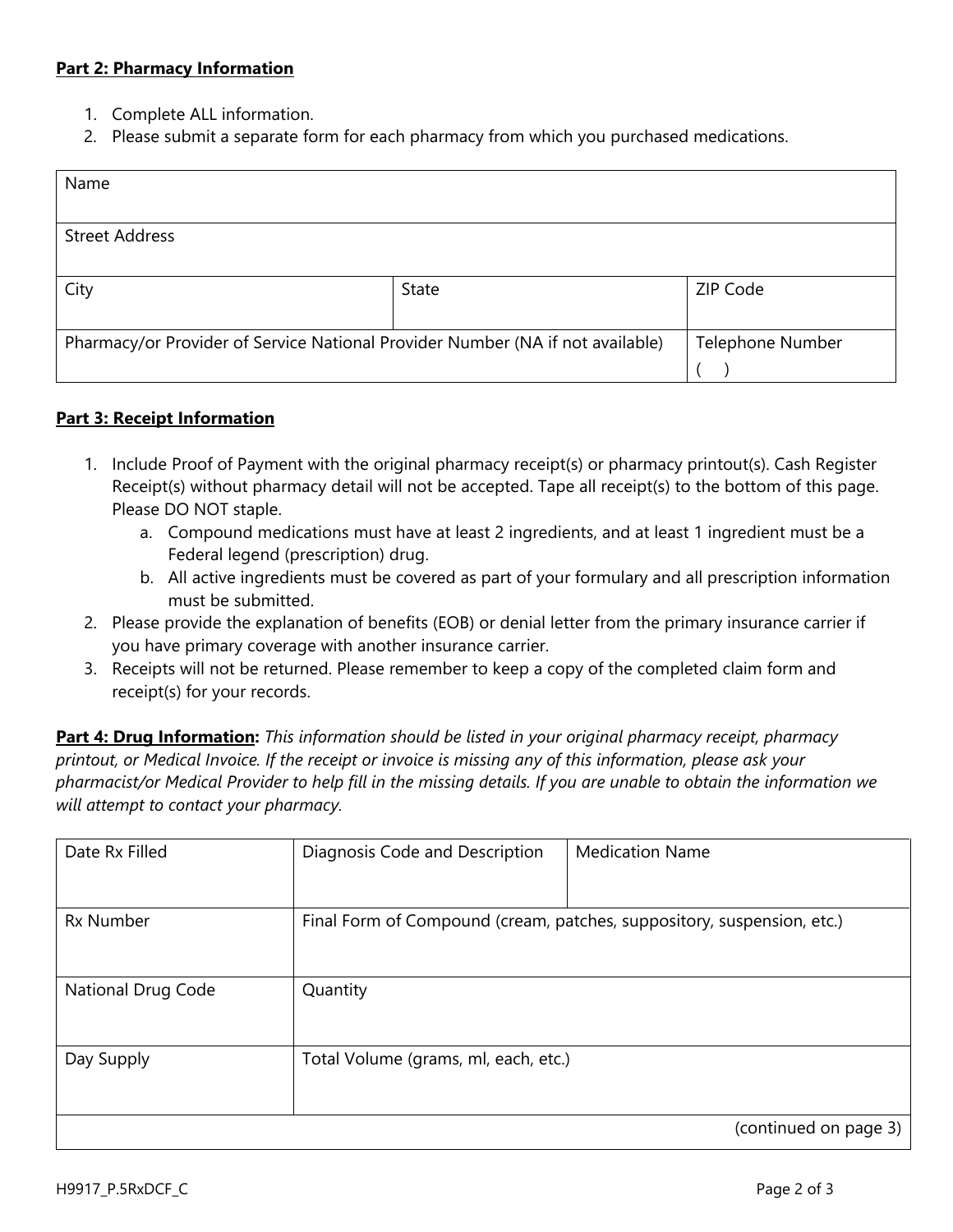**Part 2: Pharmacy Information**

1. Complete ALL information.
2. Please submit a separate form for each pharmacy from which you purchased medications.

| Name | | |
|---|---|---|
| Street Address | | |
| City | State | ZIP Code |
| Pharmacy/or Provider of Service National Provider Number (NA if not available) | | Telephone Number ( ) |

**Part 3: Receipt Information**

1. Include Proof of Payment with the original pharmacy receipt(s) or pharmacy printout(s). Cash Register Receipt(s) without pharmacy detail will not be accepted. Tape all receipt(s) to the bottom of this page. Please DO NOT staple.
   a. Compound medications must have at least 2 ingredients, and at least 1 ingredient must be a Federal legend (prescription) drug.
   b. All active ingredients must be covered as part of your formulary and all prescription information must be submitted.
2. Please provide the explanation of benefits (EOB) or denial letter from the primary insurance carrier if you have primary coverage with another insurance carrier.
3. Receipts will not be returned. Please remember to keep a copy of the completed claim form and receipt(s) for your records.

**Part 4: Drug Information:** *This information should be listed in your original pharmacy receipt, pharmacy printout, or Medical Invoice. If the receipt or invoice is missing any of this information, please ask your pharmacist/or Medical Provider to help fill in the missing details. If you are unable to obtain the information we will attempt to contact your pharmacy.*

| Date Rx Filled | Diagnosis Code and Description | Medication Name |
|---|---|---|
| Rx Number | Final Form of Compound (cream, patches, suppository, suspension, etc.) | |
| National Drug Code | Quantity | |
| Day Supply | Total Volume (grams, ml, each, etc.) | |
| | | (continued on page 3) |

H9917_P.5RxDCF_C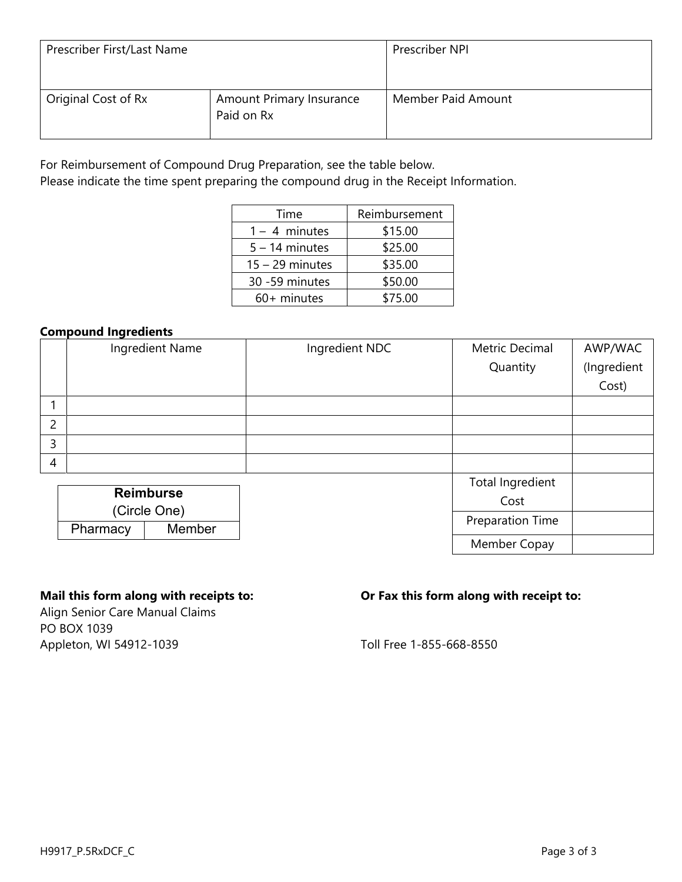| Prescriber First/Last Name | | Prescriber NPI |
|---|---|---|
| Original Cost of Rx | Amount Primary Insurance Paid on Rx | Member Paid Amount |

For Reimbursement of Compound Drug Preparation, see the table below.
Please indicate the time spent preparing the compound drug in the Receipt Information.

| Time | Reimbursement |
|---|---|
| 1 – 4 minutes | $15.00 |
| 5 – 14 minutes | $25.00 |
| 15 – 29 minutes | $35.00 |
| 30 -59 minutes | $50.00 |
| 60+ minutes | $75.00 |

**Compound Ingredients**

| | Ingredient Name | Ingredient NDC | Metric Decimal Quantity | AWP/WAC (Ingredient Cost) |
|---|---|---|---|---|
| 1 | | | | |
| 2 | | | | |
| 3 | | | | |
| 4 | | | | |
| | | | Total Ingredient Cost | |
| | | | Preparation Time | |
| | | | Member Copay | |

| **Reimburse** (Circle One) | |
|---|---|
| Pharmacy | Member |

**Mail this form along with receipts to:**
Align Senior Care Manual Claims
PO BOX 1039
Appleton, WI 54912-1039

**Or Fax this form along with receipt to:**

Toll Free 1-855-668-8550

H9917_P.5RxDCF_C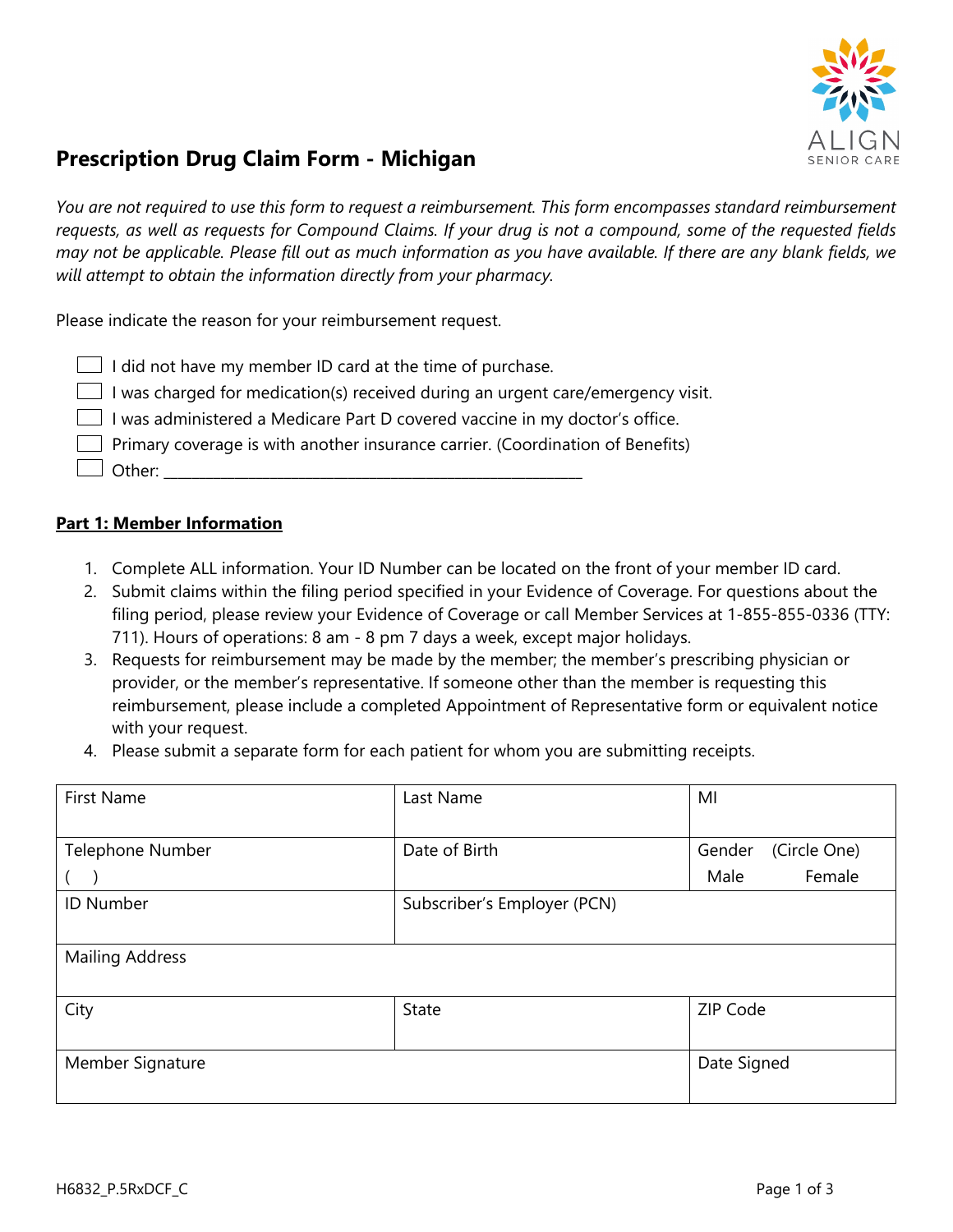# Prescription Drug Claim Form - Michigan

*You are not required to use this form to request a reimbursement. This form encompasses standard reimbursement requests, as well as requests for Compound Claims. If your drug is not a compound, some of the requested fields may not be applicable. Please fill out as much information as you have available. If there are any blank fields, we will attempt to obtain the information directly from your pharmacy.*

Please indicate the reason for your reimbursement request.

- ☐ I did not have my member ID card at the time of purchase.
- ☐ I was charged for medication(s) received during an urgent care/emergency visit.
- ☐ I was administered a Medicare Part D covered vaccine in my doctor's office.
- ☐ Primary coverage is with another insurance carrier. (Coordination of Benefits)
- ☐ Other: ______________________________________________________

**Part 1: Member Information**

1. Complete ALL information. Your ID Number can be located on the front of your member ID card.
2. Submit claims within the filing period specified in your Evidence of Coverage. For questions about the filing period, please review your Evidence of Coverage or call Member Services at 1-855-855-0336 (TTY: 711). Hours of operations: 8 am - 8 pm 7 days a week, except major holidays.
3. Requests for reimbursement may be made by the member; the member's prescribing physician or provider, or the member's representative. If someone other than the member is requesting this reimbursement, please include a completed Appointment of Representative form or equivalent notice with your request.
4. Please submit a separate form for each patient for whom you are submitting receipts.

| First Name | Last Name | MI |
|---|---|---|
| Telephone Number<br>( ) | Date of Birth | Gender (Circle One)<br>Male Female |
| ID Number | Subscriber's Employer (PCN) | |
| Mailing Address | | |
| City | State | ZIP Code |
| Member Signature | | Date Signed |

H6832_P.5RxDCF_C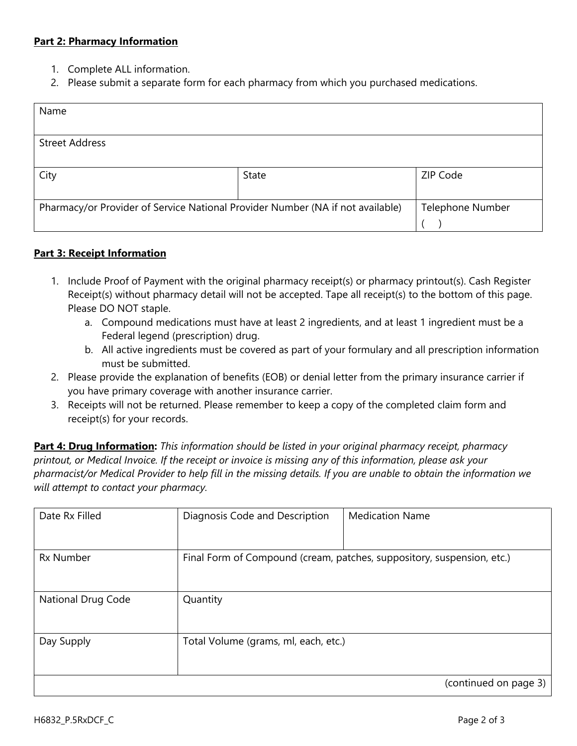**Part 2: Pharmacy Information**

1. Complete ALL information.
2. Please submit a separate form for each pharmacy from which you purchased medications.

| Name | | |
|---|---|---|
| Street Address | | |
| City | State | ZIP Code |
| Pharmacy/or Provider of Service National Provider Number (NA if not available) | | Telephone Number ( ) |

**Part 3: Receipt Information**

1. Include Proof of Payment with the original pharmacy receipt(s) or pharmacy printout(s). Cash Register Receipt(s) without pharmacy detail will not be accepted. Tape all receipt(s) to the bottom of this page. Please DO NOT staple.
   a. Compound medications must have at least 2 ingredients, and at least 1 ingredient must be a Federal legend (prescription) drug.
   b. All active ingredients must be covered as part of your formulary and all prescription information must be submitted.
2. Please provide the explanation of benefits (EOB) or denial letter from the primary insurance carrier if you have primary coverage with another insurance carrier.
3. Receipts will not be returned. Please remember to keep a copy of the completed claim form and receipt(s) for your records.

**Part 4: Drug Information:** *This information should be listed in your original pharmacy receipt, pharmacy printout, or Medical Invoice. If the receipt or invoice is missing any of this information, please ask your pharmacist/or Medical Provider to help fill in the missing details. If you are unable to obtain the information we will attempt to contact your pharmacy.*

| Date Rx Filled | Diagnosis Code and Description | Medication Name |
|---|---|---|
| Rx Number | Final Form of Compound (cream, patches, suppository, suspension, etc.) | |
| National Drug Code | Quantity | |
| Day Supply | Total Volume (grams, ml, each, etc.) | |
| | | (continued on page 3) |

H6832_P.5RxDCF_C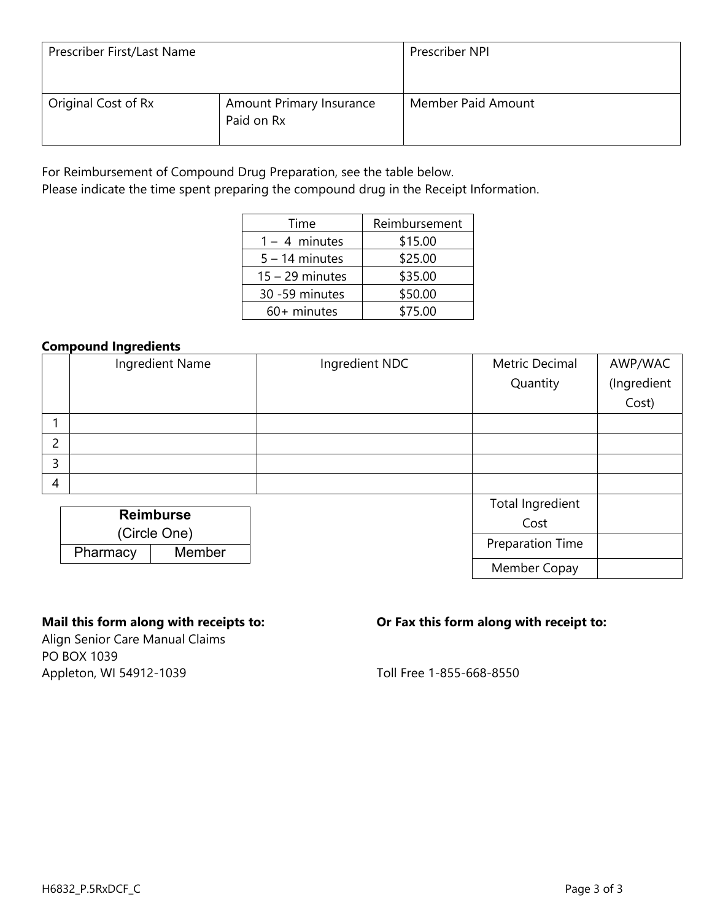| Prescriber First/Last Name | | Prescriber NPI |
|---|---|---|
| Original Cost of Rx | Amount Primary Insurance Paid on Rx | Member Paid Amount |

For Reimbursement of Compound Drug Preparation, see the table below.
Please indicate the time spent preparing the compound drug in the Receipt Information.

| Time | Reimbursement |
|---|---|
| 1 – 4 minutes | $15.00 |
| 5 – 14 minutes | $25.00 |
| 15 – 29 minutes | $35.00 |
| 30 -59 minutes | $50.00 |
| 60+ minutes | $75.00 |

**Compound Ingredients**

| | Ingredient Name | Ingredient NDC | Metric Decimal Quantity | AWP/WAC (Ingredient Cost) |
|---|---|---|---|---|
| 1 | | | | |
| 2 | | | | |
| 3 | | | | |
| 4 | | | | |
| | | | Total Ingredient Cost | |
| | | | Preparation Time | |
| | | | Member Copay | |

| **Reimburse** (Circle One) | |
|---|---|
| Pharmacy | Member |

**Mail this form along with receipts to:**
Align Senior Care Manual Claims
PO BOX 1039
Appleton, WI 54912-1039

**Or Fax this form along with receipt to:**

Toll Free 1-855-668-8550

H6832_P.5RxDCF_C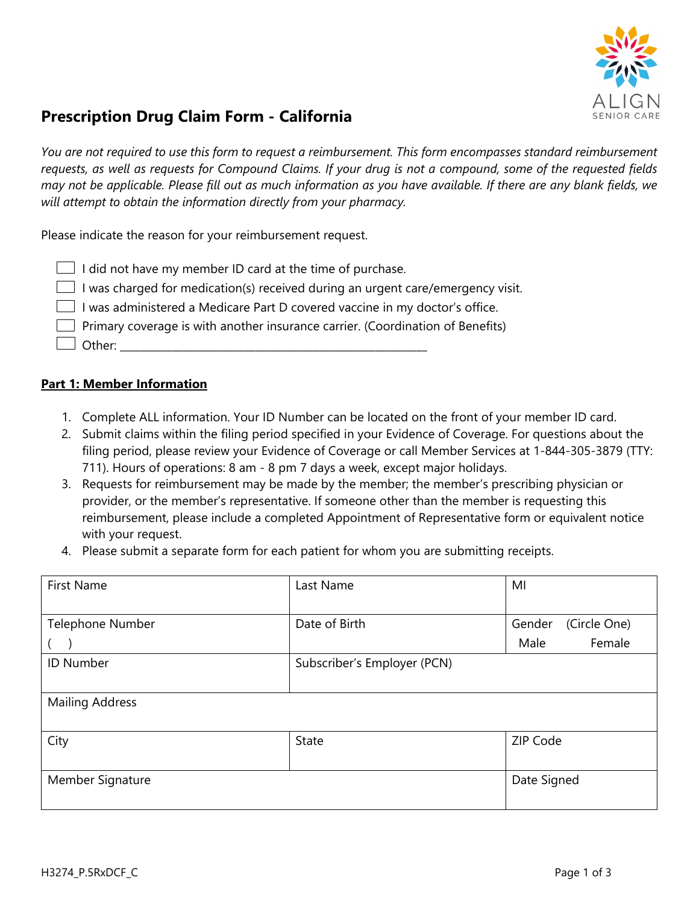# Prescription Drug Claim Form - California

ALIGN SENIOR CARE

*You are not required to use this form to request a reimbursement. This form encompasses standard reimbursement requests, as well as requests for Compound Claims. If your drug is not a compound, some of the requested fields may not be applicable. Please fill out as much information as you have available. If there are any blank fields, we will attempt to obtain the information directly from your pharmacy.*

Please indicate the reason for your reimbursement request.

- ☐ I did not have my member ID card at the time of purchase.
- ☐ I was charged for medication(s) received during an urgent care/emergency visit.
- ☐ I was administered a Medicare Part D covered vaccine in my doctor's office.
- ☐ Primary coverage is with another insurance carrier. (Coordination of Benefits)
- ☐ Other: ______________________________________________________

## Part 1: Member Information

1. Complete ALL information. Your ID Number can be located on the front of your member ID card.
2. Submit claims within the filing period specified in your Evidence of Coverage. For questions about the filing period, please review your Evidence of Coverage or call Member Services at 1-844-305-3879 (TTY: 711). Hours of operations: 8 am - 8 pm 7 days a week, except major holidays.
3. Requests for reimbursement may be made by the member; the member's prescribing physician or provider, or the member's representative. If someone other than the member is requesting this reimbursement, please include a completed Appointment of Representative form or equivalent notice with your request.
4. Please submit a separate form for each patient for whom you are submitting receipts.

| First Name | Last Name | MI |
|---|---|---|
| Telephone Number<br>(   ) | Date of Birth | Gender (Circle One)<br>Male Female |
| ID Number | Subscriber's Employer (PCN) | |
| Mailing Address | | |
| City | State | ZIP Code |
| Member Signature | | Date Signed |

H3274_P.5RxDCF_C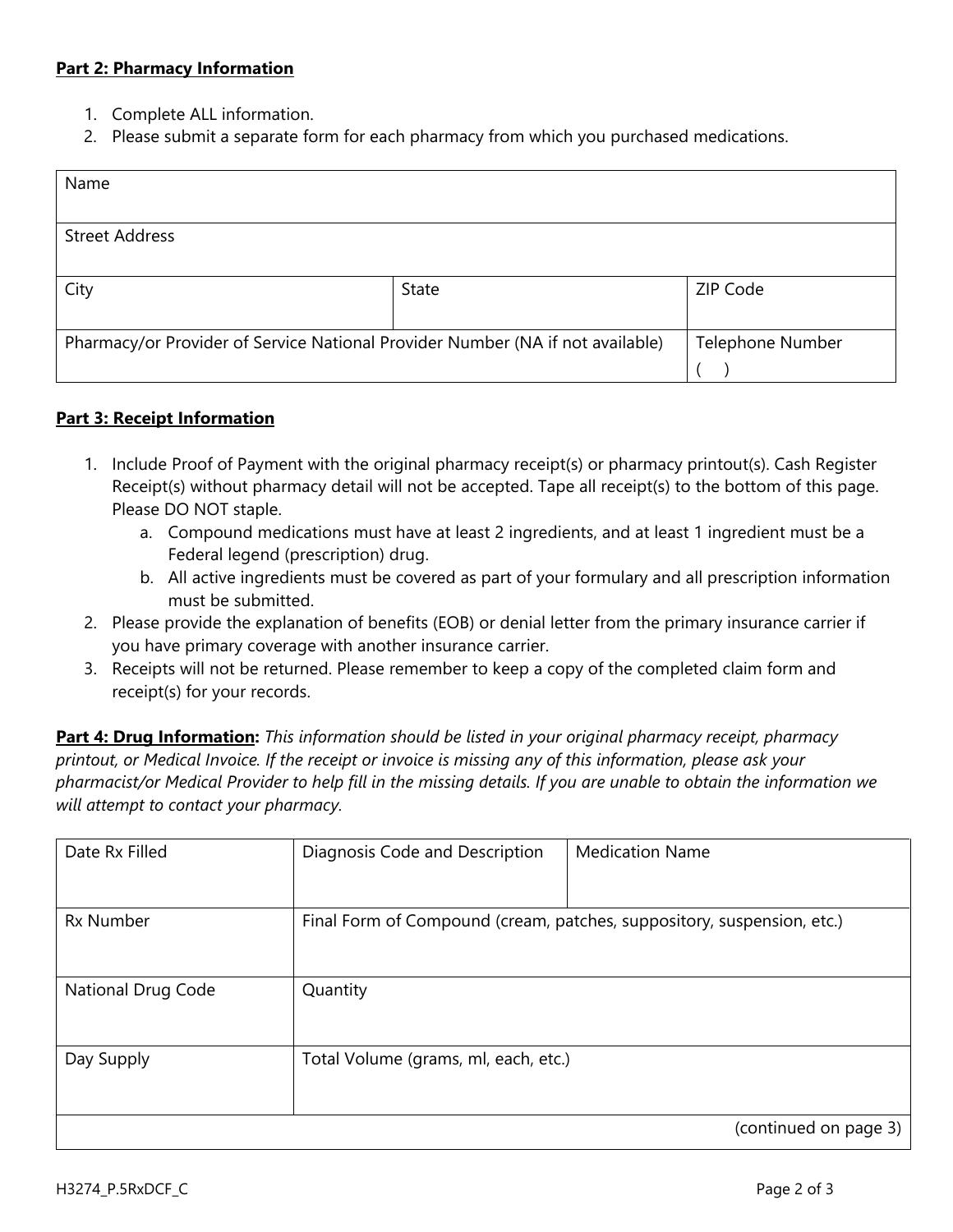**Part 2: Pharmacy Information**

1. Complete ALL information.
2. Please submit a separate form for each pharmacy from which you purchased medications.

| Name | | |
|---|---|---|
| Street Address | | |
| City | State | ZIP Code |
| Pharmacy/or Provider of Service National Provider Number (NA if not available) | | Telephone Number ( ) |

**Part 3: Receipt Information**

1. Include Proof of Payment with the original pharmacy receipt(s) or pharmacy printout(s). Cash Register Receipt(s) without pharmacy detail will not be accepted. Tape all receipt(s) to the bottom of this page. Please DO NOT staple.
   a. Compound medications must have at least 2 ingredients, and at least 1 ingredient must be a Federal legend (prescription) drug.
   b. All active ingredients must be covered as part of your formulary and all prescription information must be submitted.
2. Please provide the explanation of benefits (EOB) or denial letter from the primary insurance carrier if you have primary coverage with another insurance carrier.
3. Receipts will not be returned. Please remember to keep a copy of the completed claim form and receipt(s) for your records.

**Part 4: Drug Information:** *This information should be listed in your original pharmacy receipt, pharmacy printout, or Medical Invoice. If the receipt or invoice is missing any of this information, please ask your pharmacist/or Medical Provider to help fill in the missing details. If you are unable to obtain the information we will attempt to contact your pharmacy.*

| Date Rx Filled | Diagnosis Code and Description | Medication Name |
|---|---|---|
| Rx Number | Final Form of Compound (cream, patches, suppository, suspension, etc.) | |
| National Drug Code | Quantity | |
| Day Supply | Total Volume (grams, ml, each, etc.) | |
| | | (continued on page 3) |

H3274_P.5RxDCF_C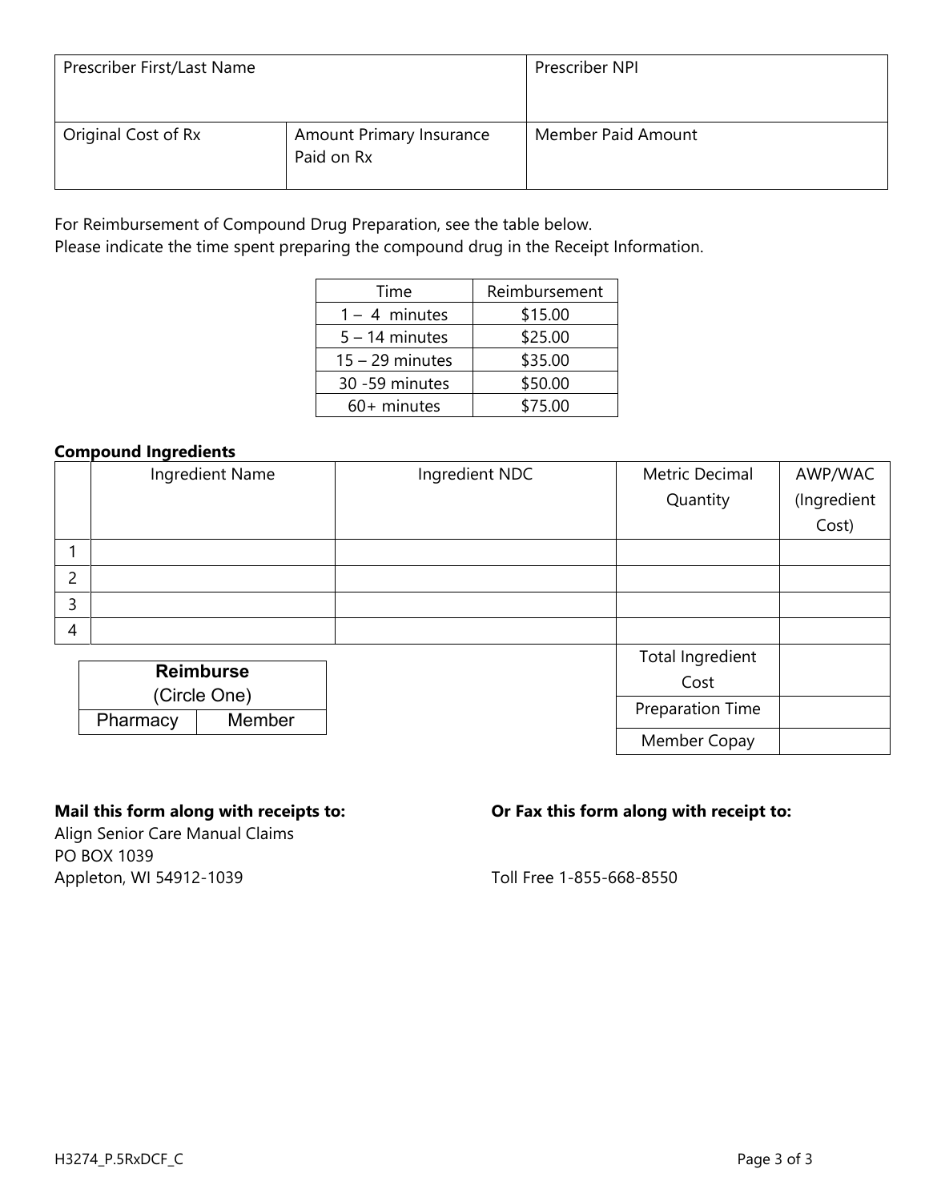| Prescriber First/Last Name | | Prescriber NPI |
|---|---|---|
| Original Cost of Rx | Amount Primary Insurance Paid on Rx | Member Paid Amount |

For Reimbursement of Compound Drug Preparation, see the table below.
Please indicate the time spent preparing the compound drug in the Receipt Information.

| Time | Reimbursement |
|---|---|
| 1 – 4 minutes | $15.00 |
| 5 – 14 minutes | $25.00 |
| 15 – 29 minutes | $35.00 |
| 30 -59 minutes | $50.00 |
| 60+ minutes | $75.00 |

**Compound Ingredients**

| | Ingredient Name | Ingredient NDC | Metric Decimal Quantity | AWP/WAC (Ingredient Cost) |
|---|---|---|---|---|
| 1 | | | | |
| 2 | | | | |
| 3 | | | | |
| 4 | | | | |
| | | | Total Ingredient Cost | |
| | | | Preparation Time | |
| | | | Member Copay | |

| **Reimburse** (Circle One) | |
|---|---|
| Pharmacy | Member |

**Mail this form along with receipts to:**
Align Senior Care Manual Claims
PO BOX 1039
Appleton, WI 54912-1039

**Or Fax this form along with receipt to:**

Toll Free 1-855-668-8550

H3274_P.5RxDCF_C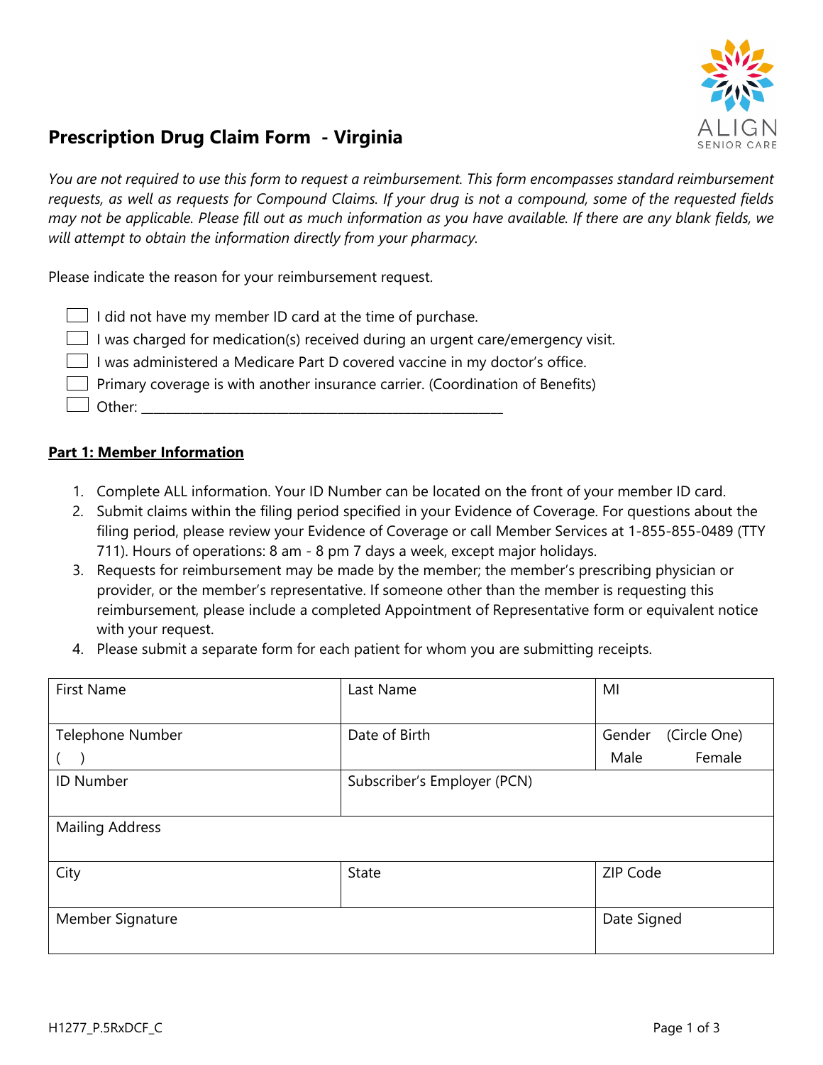# Prescription Drug Claim Form - Virginia

*You are not required to use this form to request a reimbursement. This form encompasses standard reimbursement requests, as well as requests for Compound Claims. If your drug is not a compound, some of the requested fields may not be applicable. Please fill out as much information as you have available. If there are any blank fields, we will attempt to obtain the information directly from your pharmacy.*

Please indicate the reason for your reimbursement request.

- ☐ I did not have my member ID card at the time of purchase.
- ☐ I was charged for medication(s) received during an urgent care/emergency visit.
- ☐ I was administered a Medicare Part D covered vaccine in my doctor's office.
- ☐ Primary coverage is with another insurance carrier. (Coordination of Benefits)
- ☐ Other: ____________________________________________________

## Part 1: Member Information

1. Complete ALL information. Your ID Number can be located on the front of your member ID card.
2. Submit claims within the filing period specified in your Evidence of Coverage. For questions about the filing period, please review your Evidence of Coverage or call Member Services at 1-855-855-0489 (TTY 711). Hours of operations: 8 am - 8 pm 7 days a week, except major holidays.
3. Requests for reimbursement may be made by the member; the member's prescribing physician or provider, or the member's representative. If someone other than the member is requesting this reimbursement, please include a completed Appointment of Representative form or equivalent notice with your request.
4. Please submit a separate form for each patient for whom you are submitting receipts.

| First Name | Last Name | MI |
|---|---|---|
| Telephone Number<br>(   ) | Date of Birth | Gender (Circle One)<br>Male Female |
| ID Number | Subscriber's Employer (PCN) | |
| Mailing Address | | |
| City | State | ZIP Code |
| Member Signature | | Date Signed |

H1277_P.5RxDCF_C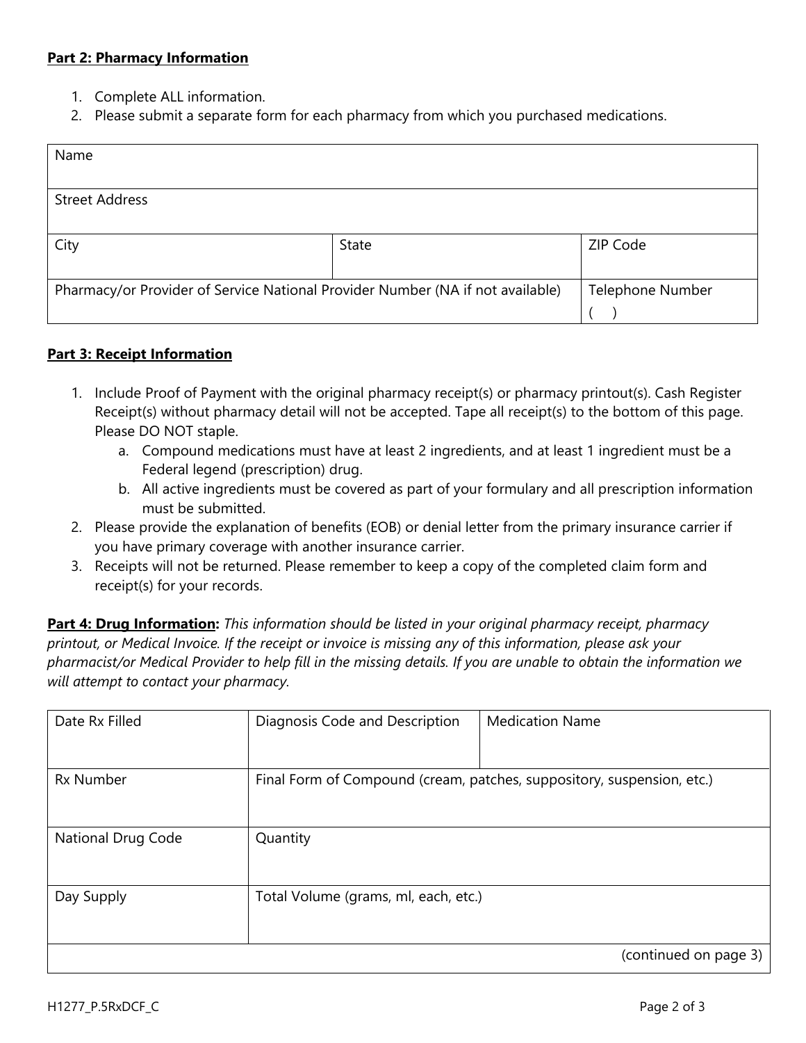**Part 2: Pharmacy Information**

1. Complete ALL information.
2. Please submit a separate form for each pharmacy from which you purchased medications.

| Name | | |
|---|---|---|
| Street Address | | |
| City | State | ZIP Code |
| Pharmacy/or Provider of Service National Provider Number (NA if not available) | | Telephone Number ( ) |

**Part 3: Receipt Information**

1. Include Proof of Payment with the original pharmacy receipt(s) or pharmacy printout(s). Cash Register Receipt(s) without pharmacy detail will not be accepted. Tape all receipt(s) to the bottom of this page. Please DO NOT staple.
   a. Compound medications must have at least 2 ingredients, and at least 1 ingredient must be a Federal legend (prescription) drug.
   b. All active ingredients must be covered as part of your formulary and all prescription information must be submitted.
2. Please provide the explanation of benefits (EOB) or denial letter from the primary insurance carrier if you have primary coverage with another insurance carrier.
3. Receipts will not be returned. Please remember to keep a copy of the completed claim form and receipt(s) for your records.

**Part 4: Drug Information:** *This information should be listed in your original pharmacy receipt, pharmacy printout, or Medical Invoice. If the receipt or invoice is missing any of this information, please ask your pharmacist/or Medical Provider to help fill in the missing details. If you are unable to obtain the information we will attempt to contact your pharmacy.*

| Date Rx Filled | Diagnosis Code and Description | Medication Name |
|---|---|---|
| Rx Number | Final Form of Compound (cream, patches, suppository, suspension, etc.) | |
| National Drug Code | Quantity | |
| Day Supply | Total Volume (grams, ml, each, etc.) | |
| | | (continued on page 3) |

H1277_P.5RxDCF_C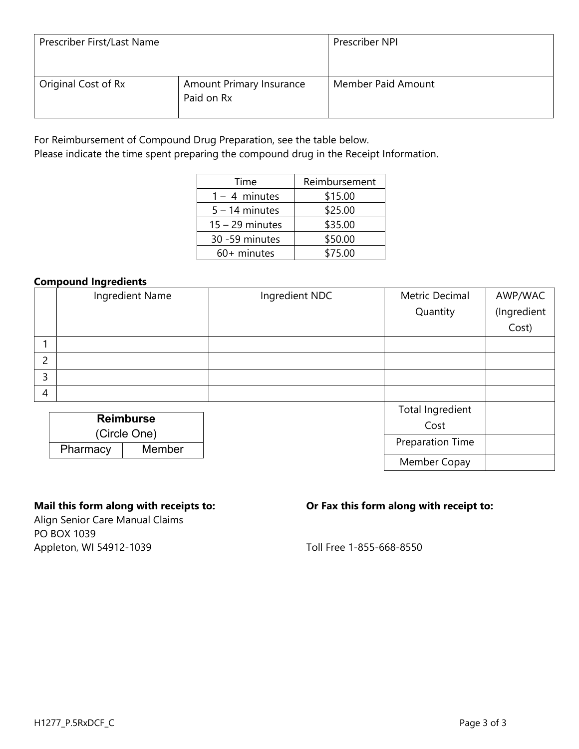| Prescriber First/Last Name | | Prescriber NPI |
|---|---|---|
| Original Cost of Rx | Amount Primary Insurance Paid on Rx | Member Paid Amount |

For Reimbursement of Compound Drug Preparation, see the table below.
Please indicate the time spent preparing the compound drug in the Receipt Information.

| Time | Reimbursement |
|---|---|
| 1 – 4 minutes | $15.00 |
| 5 – 14 minutes | $25.00 |
| 15 – 29 minutes | $35.00 |
| 30 -59 minutes | $50.00 |
| 60+ minutes | $75.00 |

**Compound Ingredients**

| | Ingredient Name | Ingredient NDC | Metric Decimal Quantity | AWP/WAC (Ingredient Cost) |
|---|---|---|---|---|
| 1 | | | | |
| 2 | | | | |
| 3 | | | | |
| 4 | | | | |

| | |
|---|---|
| Total Ingredient Cost | |
| Preparation Time | |
| Member Copay | |

| **Reimburse** (Circle One) | |
|---|---|
| Pharmacy | Member |

**Mail this form along with receipts to:**
Align Senior Care Manual Claims
PO BOX 1039
Appleton, WI 54912-1039

**Or Fax this form along with receipt to:**
Toll Free 1-855-668-8550

H1277_P.5RxDCF_C